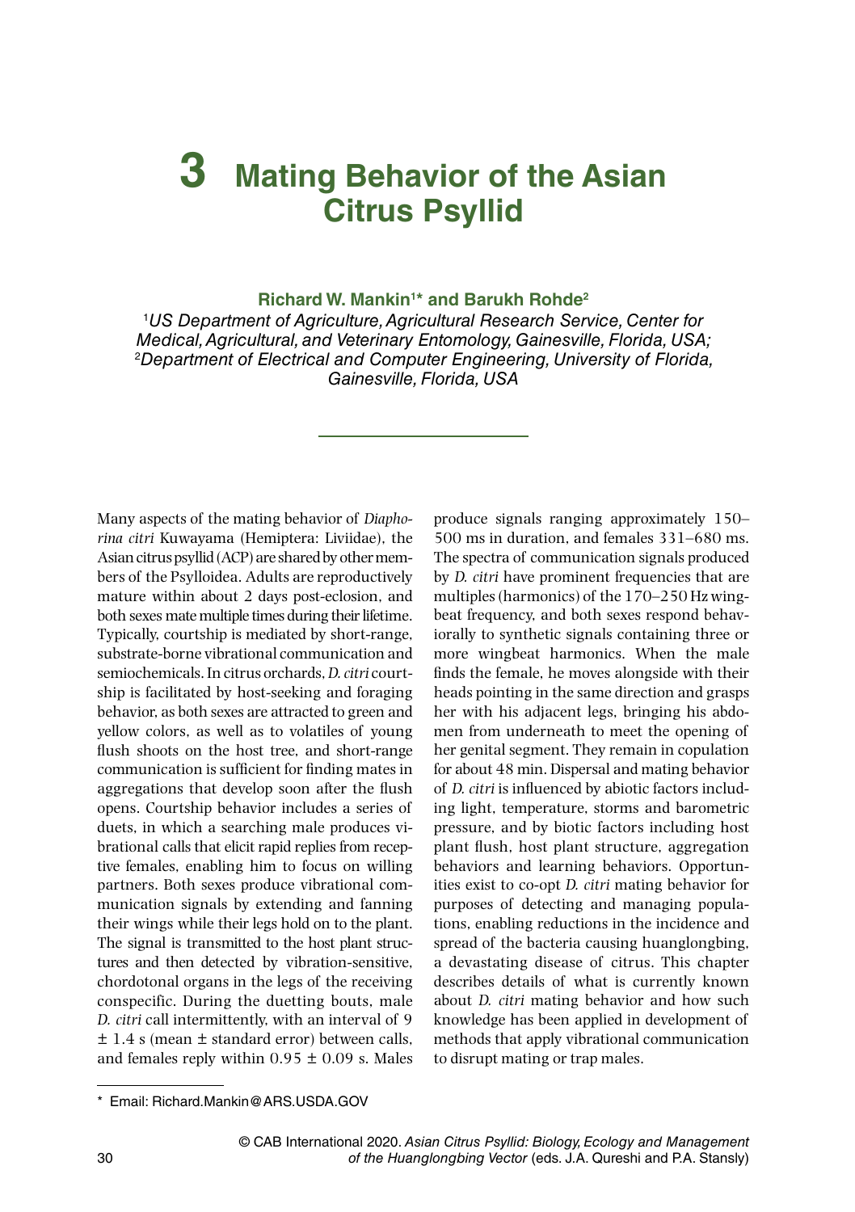# 3 Mating Behavior of the Asian Citrus Psyllid

**Richard W. Mankin[1]* and Barukh Rohde[2]**

[1]*US Department of Agriculture, Agricultural Research Service, Center for Medical, Agricultural, and Veterinary Entomology, Gainesville, Florida, USA;*
[2]*Department of Electrical and Computer Engineering, University of Florida, Gainesville, Florida, USA*

---

Many aspects of the mating behavior of *Diaphorina citri* Kuwayama (Hemiptera: Liviidae), the Asian citrus psyllid (ACP) are shared by other members of the Psylloidea. Adults are reproductively mature within about 2 days post-eclosion, and both sexes mate multiple times during their lifetime. Typically, courtship is mediated by short-range, substrate-borne vibrational communication and semiochemicals. In citrus orchards, *D. citri* courtship is facilitated by host-seeking and foraging behavior, as both sexes are attracted to green and yellow colors, as well as to volatiles of young flush shoots on the host tree, and short-range communication is sufficient for finding mates in aggregations that develop soon after the flush opens. Courtship behavior includes a series of duets, in which a searching male produces vibrational calls that elicit rapid replies from receptive females, enabling him to focus on willing partners. Both sexes produce vibrational communication signals by extending and fanning their wings while their legs hold on to the plant. The signal is transmitted to the host plant structures and then detected by vibration-sensitive, chordotonal organs in the legs of the receiving conspecific. During the duetting bouts, male *D. citri* call intermittently, with an interval of 9 ± 1.4 s (mean ± standard error) between calls, and females reply within 0.95 ± 0.09 s. Males produce signals ranging approximately 150–500 ms in duration, and females 331–680 ms. The spectra of communication signals produced by *D. citri* have prominent frequencies that are multiples (harmonics) of the 170–250 Hz wingbeat frequency, and both sexes respond behaviorally to synthetic signals containing three or more wingbeat harmonics. When the male finds the female, he moves alongside with their heads pointing in the same direction and grasps her with his adjacent legs, bringing his abdomen from underneath to meet the opening of her genital segment. They remain in copulation for about 48 min. Dispersal and mating behavior of *D. citri* is influenced by abiotic factors including light, temperature, storms and barometric pressure, and by biotic factors including host plant flush, host plant structure, aggregation behaviors and learning behaviors. Opportunities exist to co-opt *D. citri* mating behavior for purposes of detecting and managing populations, enabling reductions in the incidence and spread of the bacteria causing huanglongbing, a devastating disease of citrus. This chapter describes details of what is currently known about *D. citri* mating behavior and how such knowledge has been applied in development of methods that apply vibrational communication to disrupt mating or trap males.

---

* Email: Richard.Mankin@ARS.USDA.GOV

© CAB International 2020. *Asian Citrus Psyllid: Biology, Ecology and Management of the Huanglongbing Vector* (eds. J.A. Qureshi and P.A. Stansly)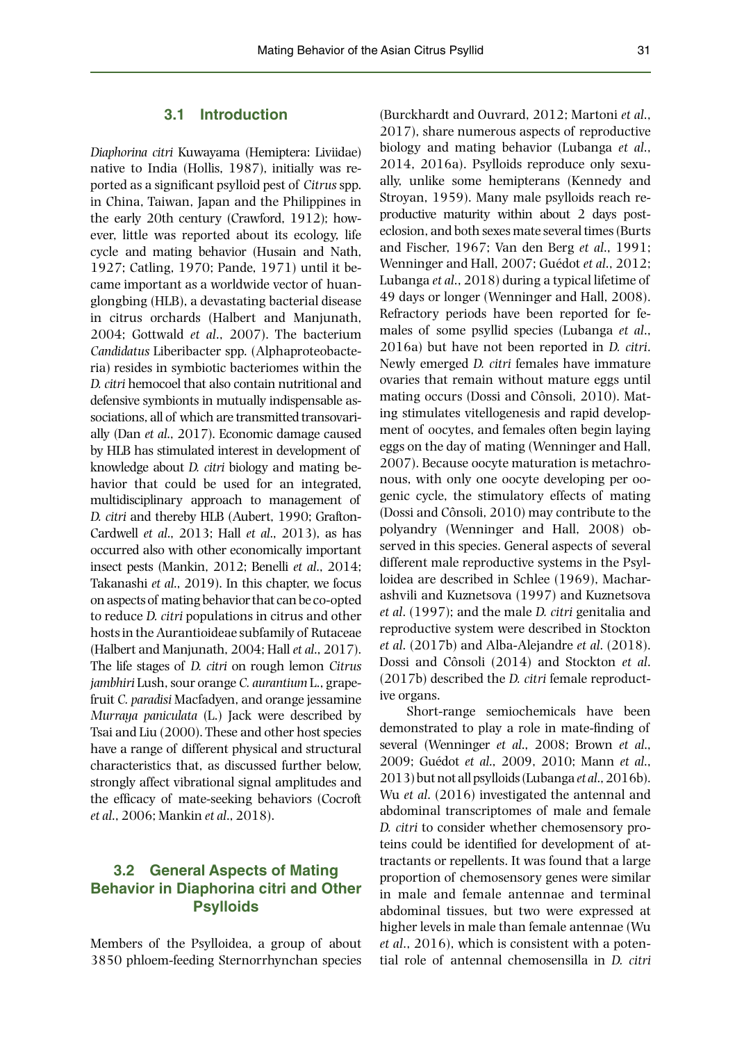## 3.1 Introduction

*Diaphorina citri* Kuwayama (Hemiptera: Liviidae) native to India (Hollis, 1987), initially was reported as a significant psylloid pest of *Citrus* spp. in China, Taiwan, Japan and the Philippines in the early 20th century (Crawford, 1912); however, little was reported about its ecology, life cycle and mating behavior (Husain and Nath, 1927; Catling, 1970; Pande, 1971) until it became important as a worldwide vector of huanglongbing (HLB), a devastating bacterial disease in citrus orchards (Halbert and Manjunath, 2004; Gottwald *et al*., 2007). The bacterium *Candidatus* Liberibacter spp. (Alphaproteobacteria) resides in symbiotic bacteriomes within the *D. citri* hemocoel that also contain nutritional and defensive symbionts in mutually indispensable associations, all of which are transmitted transovarially (Dan *et al*., 2017). Economic damage caused by HLB has stimulated interest in development of knowledge about *D. citri* biology and mating behavior that could be used for an integrated, multidisciplinary approach to management of *D. citri* and thereby HLB (Aubert, 1990; Grafton-Cardwell *et al*., 2013; Hall *et al*., 2013), as has occurred also with other economically important insect pests (Mankin, 2012; Benelli *et al*., 2014; Takanashi *et al*., 2019). In this chapter, we focus on aspects of mating behavior that can be co-opted to reduce *D. citri* populations in citrus and other hosts in the Aurantioideae subfamily of Rutaceae (Halbert and Manjunath, 2004; Hall *et al*., 2017). The life stages of *D. citri* on rough lemon *Citrus jambhiri* Lush, sour orange *C. aurantium* L., grapefruit *C. paradisi* Macfadyen, and orange jessamine *Murraya paniculata* (L.) Jack were described by Tsai and Liu (2000). These and other host species have a range of different physical and structural characteristics that, as discussed further below, strongly affect vibrational signal amplitudes and the efficacy of mate-seeking behaviors (Cocroft *et al*., 2006; Mankin *et al*., 2018).

## 3.2 General Aspects of Mating Behavior in Diaphorina citri and Other Psylloids

Members of the Psylloidea, a group of about 3850 phloem-feeding Sternorrhynchan species (Burckhardt and Ouvrard, 2012; Martoni *et al*., 2017), share numerous aspects of reproductive biology and mating behavior (Lubanga *et al*., 2014, 2016a). Psylloids reproduce only sexually, unlike some hemipterans (Kennedy and Stroyan, 1959). Many male psylloids reach reproductive maturity within about 2 days post-eclosion, and both sexes mate several times (Burts and Fischer, 1967; Van den Berg *et al*., 1991; Wenninger and Hall, 2007; Guédot *et al*., 2012; Lubanga *et al*., 2018) during a typical lifetime of 49 days or longer (Wenninger and Hall, 2008). Refractory periods have been reported for females of some psyllid species (Lubanga *et al*., 2016a) but have not been reported in *D. citri*. Newly emerged *D. citri* females have immature ovaries that remain without mature eggs until mating occurs (Dossi and Cônsoli, 2010). Mating stimulates vitellogenesis and rapid development of oocytes, and females often begin laying eggs on the day of mating (Wenninger and Hall, 2007). Because oocyte maturation is metachronous, with only one oocyte developing per oogenic cycle, the stimulatory effects of mating (Dossi and Cônsoli, 2010) may contribute to the polyandry (Wenninger and Hall, 2008) observed in this species. General aspects of several different male reproductive systems in the Psylloidea are described in Schlee (1969), Macharashvili and Kuznetsova (1997) and Kuznetsova *et al*. (1997); and the male *D. citri* genitalia and reproductive system were described in Stockton *et al*. (2017b) and Alba-Alejandre *et al*. (2018). Dossi and Cônsoli (2014) and Stockton *et al*. (2017b) described the *D. citri* female reproductive organs.

Short-range semiochemicals have been demonstrated to play a role in mate-finding of several (Wenninger *et al*., 2008; Brown *et al*., 2009; Guédot *et al*., 2009, 2010; Mann *et al*., 2013) but not all psylloids (Lubanga *et al*., 2016b). Wu *et al*. (2016) investigated the antennal and abdominal transcriptomes of male and female *D. citri* to consider whether chemosensory proteins could be identified for development of attractants or repellents. It was found that a large proportion of chemosensory genes were similar in male and female antennae and terminal abdominal tissues, but two were expressed at higher levels in male than female antennae (Wu *et al*., 2016), which is consistent with a potential role of antennal chemosensilla in *D. citri*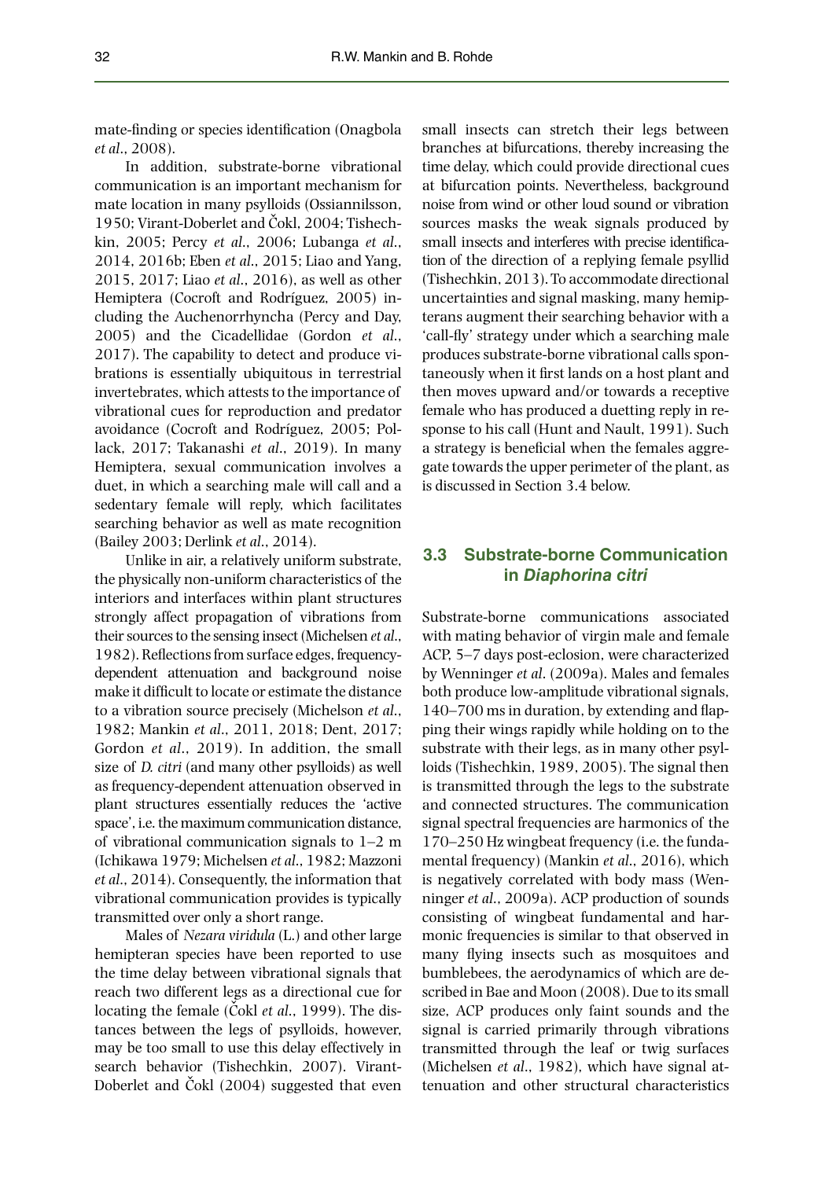mate-finding or species identification (Onagbola *et al*., 2008).

In addition, substrate-borne vibrational communication is an important mechanism for mate location in many psylloids (Ossiannilsson, 1950; Virant-Doberlet and Čokl, 2004; Tishechkin, 2005; Percy *et al*., 2006; Lubanga *et al*., 2014, 2016b; Eben *et al*., 2015; Liao and Yang, 2015, 2017; Liao *et al*., 2016), as well as other Hemiptera (Cocroft and Rodríguez, 2005) including the Auchenorrhyncha (Percy and Day, 2005) and the Cicadellidae (Gordon *et al*., 2017). The capability to detect and produce vibrations is essentially ubiquitous in terrestrial invertebrates, which attests to the importance of vibrational cues for reproduction and predator avoidance (Cocroft and Rodríguez, 2005; Pollack, 2017; Takanashi *et al*., 2019). In many Hemiptera, sexual communication involves a duet, in which a searching male will call and a sedentary female will reply, which facilitates searching behavior as well as mate recognition (Bailey 2003; Derlink *et al*., 2014).

Unlike in air, a relatively uniform substrate, the physically non-uniform characteristics of the interiors and interfaces within plant structures strongly affect propagation of vibrations from their sources to the sensing insect (Michelsen *et al*., 1982). Reflections from surface edges, frequency-dependent attenuation and background noise make it difficult to locate or estimate the distance to a vibration source precisely (Michelson *et al*., 1982; Mankin *et al*., 2011, 2018; Dent, 2017; Gordon *et al*., 2019). In addition, the small size of *D. citri* (and many other psylloids) as well as frequency-dependent attenuation observed in plant structures essentially reduces the 'active space', i.e. the maximum communication distance, of vibrational communication signals to 1–2 m (Ichikawa 1979; Michelsen *et al*., 1982; Mazzoni *et al*., 2014). Consequently, the information that vibrational communication provides is typically transmitted over only a short range.

Males of *Nezara viridula* (L.) and other large hemipteran species have been reported to use the time delay between vibrational signals that reach two different legs as a directional cue for locating the female (Čokl *et al*., 1999). The distances between the legs of psylloids, however, may be too small to use this delay effectively in search behavior (Tishechkin, 2007). Virant-Doberlet and Čokl (2004) suggested that even small insects can stretch their legs between branches at bifurcations, thereby increasing the time delay, which could provide directional cues at bifurcation points. Nevertheless, background noise from wind or other loud sound or vibration sources masks the weak signals produced by small insects and interferes with precise identification of the direction of a replying female psyllid (Tishechkin, 2013). To accommodate directional uncertainties and signal masking, many hemipterans augment their searching behavior with a 'call-fly' strategy under which a searching male produces substrate-borne vibrational calls spontaneously when it first lands on a host plant and then moves upward and/or towards a receptive female who has produced a duetting reply in response to his call (Hunt and Nault, 1991). Such a strategy is beneficial when the females aggregate towards the upper perimeter of the plant, as is discussed in Section 3.4 below.

## 3.3 Substrate-borne Communication in *Diaphorina citri*

Substrate-borne communications associated with mating behavior of virgin male and female ACP, 5–7 days post-eclosion, were characterized by Wenninger *et al*. (2009a). Males and females both produce low-amplitude vibrational signals, 140–700 ms in duration, by extending and flapping their wings rapidly while holding on to the substrate with their legs, as in many other psylloids (Tishechkin, 1989, 2005). The signal then is transmitted through the legs to the substrate and connected structures. The communication signal spectral frequencies are harmonics of the 170–250 Hz wingbeat frequency (i.e. the fundamental frequency) (Mankin *et al*., 2016), which is negatively correlated with body mass (Wenninger *et al*., 2009a). ACP production of sounds consisting of wingbeat fundamental and harmonic frequencies is similar to that observed in many flying insects such as mosquitoes and bumblebees, the aerodynamics of which are described in Bae and Moon (2008). Due to its small size, ACP produces only faint sounds and the signal is carried primarily through vibrations transmitted through the leaf or twig surfaces (Michelsen *et al*., 1982), which have signal attenuation and other structural characteristics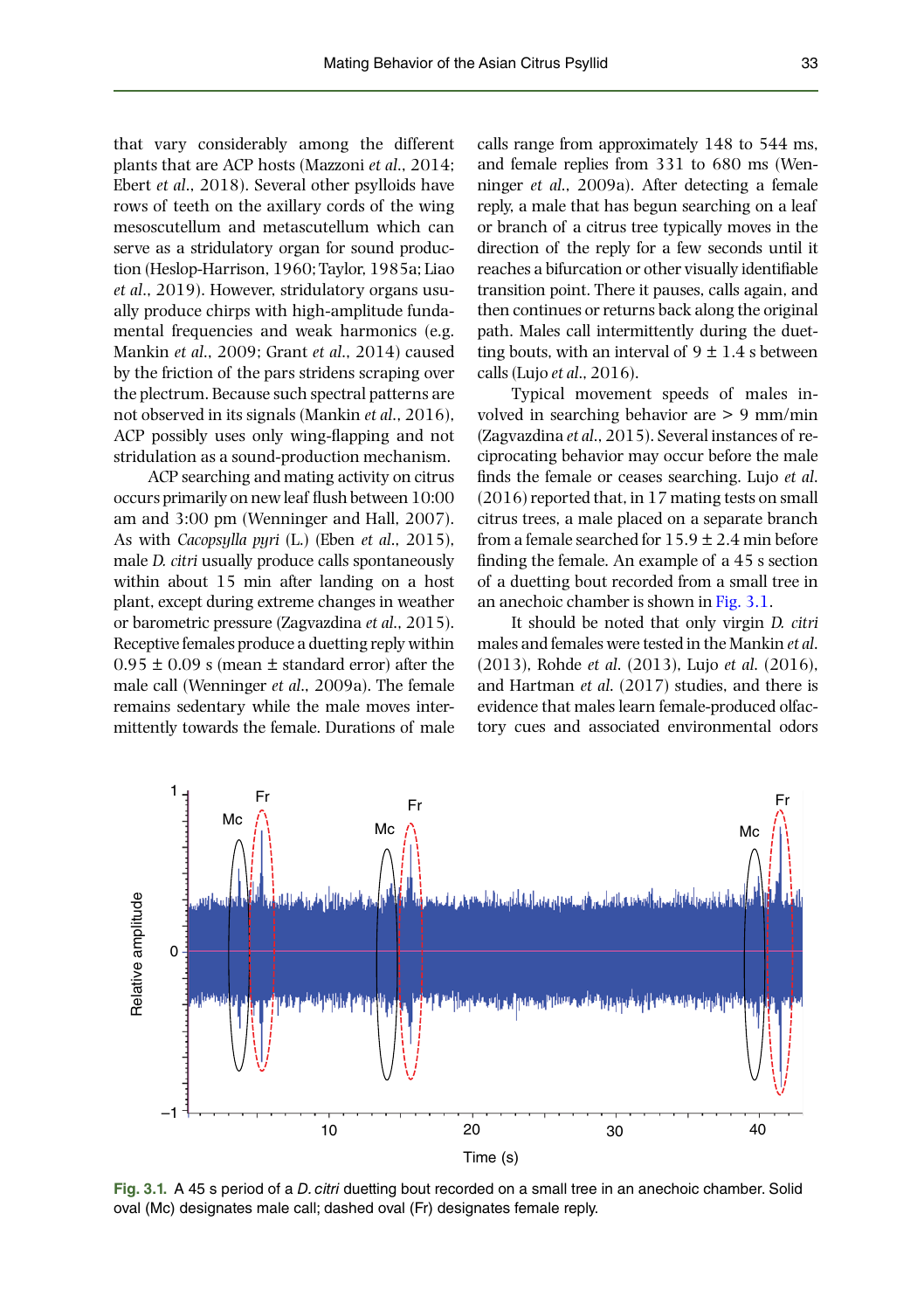that vary considerably among the different plants that are ACP hosts (Mazzoni *et al*., 2014; Ebert *et al*., 2018). Several other psylloids have rows of teeth on the axillary cords of the wing mesoscutellum and metascutellum which can serve as a stridulatory organ for sound production (Heslop-Harrison, 1960; Taylor, 1985a; Liao *et al*., 2019). However, stridulatory organs usually produce chirps with high-amplitude fundamental frequencies and weak harmonics (e.g. Mankin *et al*., 2009; Grant *et al*., 2014) caused by the friction of the pars stridens scraping over the plectrum. Because such spectral patterns are not observed in its signals (Mankin *et al*., 2016), ACP possibly uses only wing-flapping and not stridulation as a sound-production mechanism.

ACP searching and mating activity on citrus occurs primarily on new leaf flush between 10:00 am and 3:00 pm (Wenninger and Hall, 2007). As with *Cacopsylla pyri* (L.) (Eben *et al*., 2015), male *D. citri* usually produce calls spontaneously within about 15 min after landing on a host plant, except during extreme changes in weather or barometric pressure (Zagvazdina *et al*., 2015). Receptive females produce a duetting reply within 0.95 ± 0.09 s (mean ± standard error) after the male call (Wenninger *et al*., 2009a). The female remains sedentary while the male moves intermittently towards the female. Durations of male calls range from approximately 148 to 544 ms, and female replies from 331 to 680 ms (Wenninger *et al*., 2009a). After detecting a female reply, a male that has begun searching on a leaf or branch of a citrus tree typically moves in the direction of the reply for a few seconds until it reaches a bifurcation or other visually identifiable transition point. There it pauses, calls again, and then continues or returns back along the original path. Males call intermittently during the duetting bouts, with an interval of 9 ± 1.4 s between calls (Lujo *et al*., 2016).

Typical movement speeds of males involved in searching behavior are > 9 mm/min (Zagvazdina *et al*., 2015). Several instances of reciprocating behavior may occur before the male finds the female or ceases searching. Lujo *et al*. (2016) reported that, in 17 mating tests on small citrus trees, a male placed on a separate branch from a female searched for 15.9 ± 2.4 min before finding the female. An example of a 45 s section of a duetting bout recorded from a small tree in an anechoic chamber is shown in Fig. 3.1.

It should be noted that only virgin *D. citri* males and females were tested in the Mankin *et al*. (2013), Rohde *et al*. (2013), Lujo *et al*. (2016), and Hartman *et al*. (2017) studies, and there is evidence that males learn female-produced olfactory cues and associated environmental odors

Relative amplitude
1
0
–1
Mc
Fr
Mc
Fr
Mc
Fr
10
20
30
40
Time (s)

**Fig. 3.1.** A 45 s period of a *D. citri* duetting bout recorded on a small tree in an anechoic chamber. Solid oval (Mc) designates male call; dashed oval (Fr) designates female reply.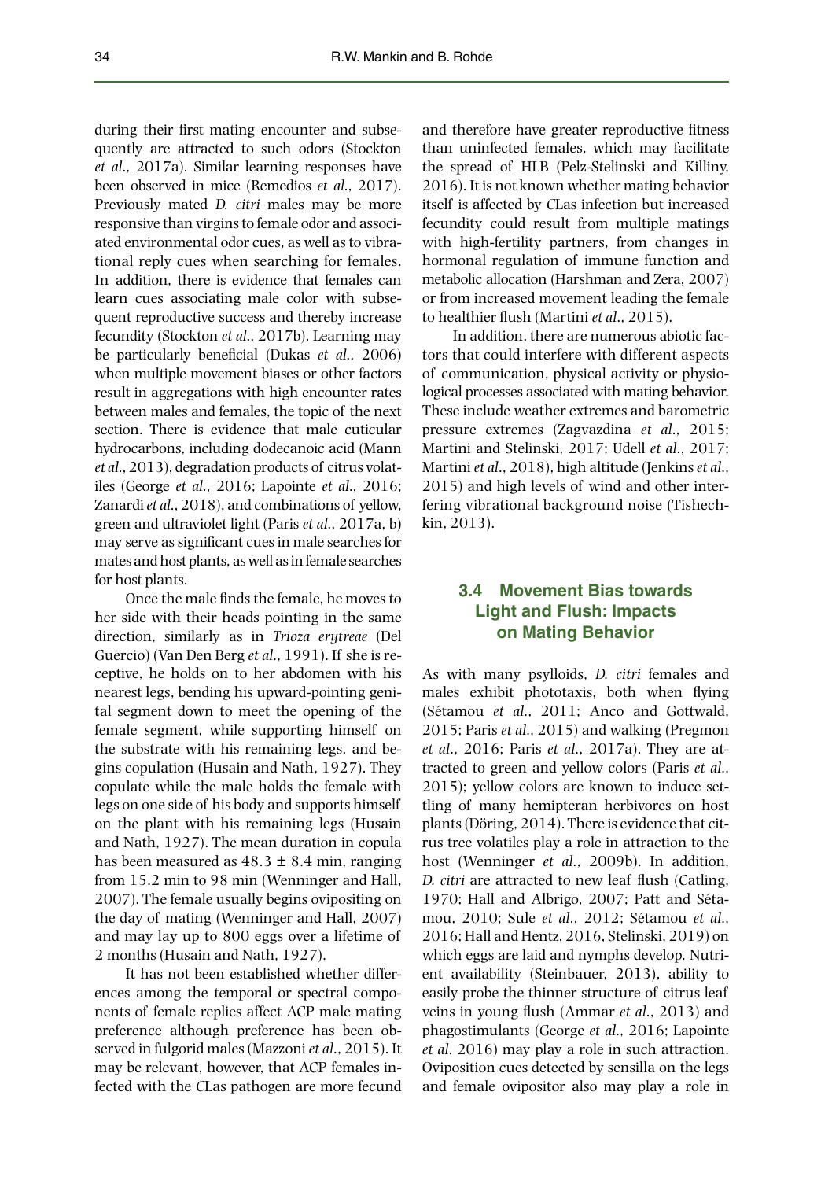during their first mating encounter and subsequently are attracted to such odors (Stockton *et al.*, 2017a). Similar learning responses have been observed in mice (Remedios *et al.*, 2017). Previously mated *D. citri* males may be more responsive than virgins to female odor and associated environmental odor cues, as well as to vibrational reply cues when searching for females. In addition, there is evidence that females can learn cues associating male color with subsequent reproductive success and thereby increase fecundity (Stockton *et al.*, 2017b). Learning may be particularly beneficial (Dukas *et al.*, 2006) when multiple movement biases or other factors result in aggregations with high encounter rates between males and females, the topic of the next section. There is evidence that male cuticular hydrocarbons, including dodecanoic acid (Mann *et al.*, 2013), degradation products of citrus volatiles (George *et al.*, 2016; Lapointe *et al.*, 2016; Zanardi *et al.*, 2018), and combinations of yellow, green and ultraviolet light (Paris *et al.*, 2017a, b) may serve as significant cues in male searches for mates and host plants, as well as in female searches for host plants.

Once the male finds the female, he moves to her side with their heads pointing in the same direction, similarly as in *Trioza erytreae* (Del Guercio) (Van Den Berg *et al.*, 1991). If she is receptive, he holds on to her abdomen with his nearest legs, bending his upward-pointing genital segment down to meet the opening of the female segment, while supporting himself on the substrate with his remaining legs, and begins copulation (Husain and Nath, 1927). They copulate while the male holds the female with legs on one side of his body and supports himself on the plant with his remaining legs (Husain and Nath, 1927). The mean duration in copula has been measured as $48.3 \pm 8.4$ min, ranging from 15.2 min to 98 min (Wenninger and Hall, 2007). The female usually begins ovipositing on the day of mating (Wenninger and Hall, 2007) and may lay up to 800 eggs over a lifetime of 2 months (Husain and Nath, 1927).

It has not been established whether differences among the temporal or spectral components of female replies affect ACP male mating preference although preference has been observed in fulgorid males (Mazzoni *et al.*, 2015). It may be relevant, however, that ACP females infected with the CLas pathogen are more fecund and therefore have greater reproductive fitness than uninfected females, which may facilitate the spread of HLB (Pelz-Stelinski and Killiny, 2016). It is not known whether mating behavior itself is affected by CLas infection but increased fecundity could result from multiple matings with high-fertility partners, from changes in hormonal regulation of immune function and metabolic allocation (Harshman and Zera, 2007) or from increased movement leading the female to healthier flush (Martini *et al.*, 2015).

In addition, there are numerous abiotic factors that could interfere with different aspects of communication, physical activity or physiological processes associated with mating behavior. These include weather extremes and barometric pressure extremes (Zagvazdina *et al.*, 2015; Martini and Stelinski, 2017; Udell *et al.*, 2017; Martini *et al.*, 2018), high altitude (Jenkins *et al.*, 2015) and high levels of wind and other interfering vibrational background noise (Tishechkin, 2013).

## 3.4 Movement Bias towards Light and Flush: Impacts on Mating Behavior

As with many psylloids, *D. citri* females and males exhibit phototaxis, both when flying (Sétamou *et al.*, 2011; Anco and Gottwald, 2015; Paris *et al.*, 2015) and walking (Pregmon *et al.*, 2016; Paris *et al.*, 2017a). They are attracted to green and yellow colors (Paris *et al.*, 2015); yellow colors are known to induce settling of many hemipteran herbivores on host plants (Döring, 2014). There is evidence that citrus tree volatiles play a role in attraction to the host (Wenninger *et al.*, 2009b). In addition, *D. citri* are attracted to new leaf flush (Catling, 1970; Hall and Albrigo, 2007; Patt and Sétamou, 2010; Sule *et al.*, 2012; Sétamou *et al.*, 2016; Hall and Hentz, 2016, Stelinski, 2019) on which eggs are laid and nymphs develop. Nutrient availability (Steinbauer, 2013), ability to easily probe the thinner structure of citrus leaf veins in young flush (Ammar *et al.*, 2013) and phagostimulants (George *et al.*, 2016; Lapointe *et al.* 2016) may play a role in such attraction. Oviposition cues detected by sensilla on the legs and female ovipositor also may play a role in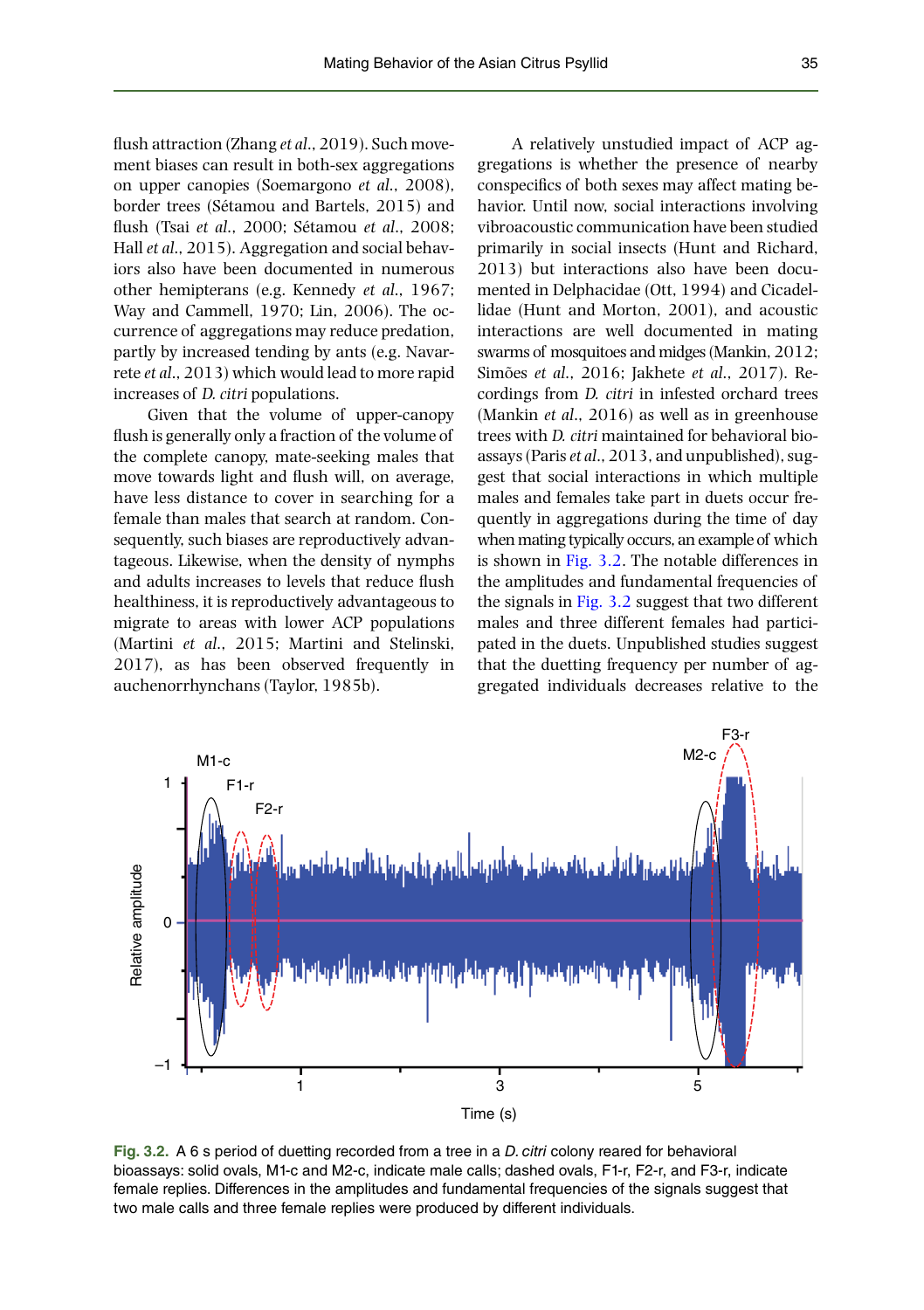flush attraction (Zhang *et al.*, 2019). Such movement biases can result in both-sex aggregations on upper canopies (Soemargono *et al.*, 2008), border trees (Sétamou and Bartels, 2015) and flush (Tsai *et al.*, 2000; Sétamou *et al.*, 2008; Hall *et al.*, 2015). Aggregation and social behaviors also have been documented in numerous other hemipterans (e.g. Kennedy *et al.*, 1967; Way and Cammell, 1970; Lin, 2006). The occurrence of aggregations may reduce predation, partly by increased tending by ants (e.g. Navarrete *et al.*, 2013) which would lead to more rapid increases of *D. citri* populations.

Given that the volume of upper-canopy flush is generally only a fraction of the volume of the complete canopy, mate-seeking males that move towards light and flush will, on average, have less distance to cover in searching for a female than males that search at random. Consequently, such biases are reproductively advantageous. Likewise, when the density of nymphs and adults increases to levels that reduce flush healthiness, it is reproductively advantageous to migrate to areas with lower ACP populations (Martini *et al.*, 2015; Martini and Stelinski, 2017), as has been observed frequently in auchenorrhynchans (Taylor, 1985b).

A relatively unstudied impact of ACP aggregations is whether the presence of nearby conspecifics of both sexes may affect mating behavior. Until now, social interactions involving vibroacoustic communication have been studied primarily in social insects (Hunt and Richard, 2013) but interactions also have been documented in Delphacidae (Ott, 1994) and Cicadellidae (Hunt and Morton, 2001), and acoustic interactions are well documented in mating swarms of mosquitoes and midges (Mankin, 2012; Simões *et al.*, 2016; Jakhete *et al.*, 2017). Recordings from *D. citri* in infested orchard trees (Mankin *et al.*, 2016) as well as in greenhouse trees with *D. citri* maintained for behavioral bioassays (Paris *et al.*, 2013, and unpublished), suggest that social interactions in which multiple males and females take part in duets occur frequently in aggregations during the time of day when mating typically occurs, an example of which is shown in Fig. 3.2. The notable differences in the amplitudes and fundamental frequencies of the signals in Fig. 3.2 suggest that two different males and three different females had participated in the duets. Unpublished studies suggest that the duetting frequency per number of aggregated individuals decreases relative to the

M1-c
F1-r
F2-r
M2-c
F3-r
Relative amplitude
1
0
–1
1
3
5
Time (s)

**Fig. 3.2.** A 6 s period of duetting recorded from a tree in a *D. citri* colony reared for behavioral bioassays: solid ovals, M1-c and M2-c, indicate male calls; dashed ovals, F1-r, F2-r, and F3-r, indicate female replies. Differences in the amplitudes and fundamental frequencies of the signals suggest that two male calls and three female replies were produced by different individuals.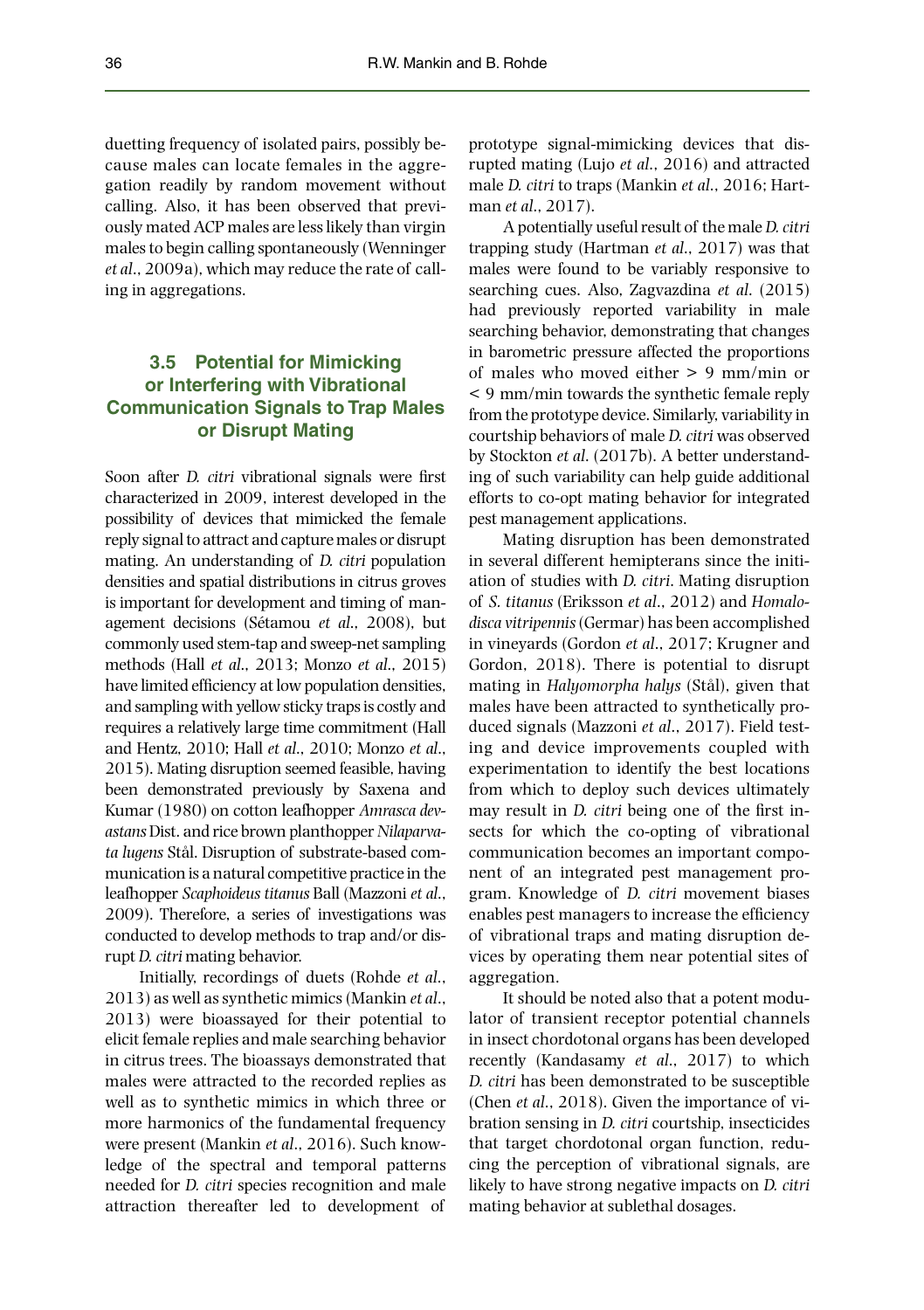duetting frequency of isolated pairs, possibly because males can locate females in the aggregation readily by random movement without calling. Also, it has been observed that previously mated ACP males are less likely than virgin males to begin calling spontaneously (Wenninger *et al*., 2009a), which may reduce the rate of calling in aggregations.

### 3.5 Potential for Mimicking or Interfering with Vibrational Communication Signals to Trap Males or Disrupt Mating

Soon after *D. citri* vibrational signals were first characterized in 2009, interest developed in the possibility of devices that mimicked the female reply signal to attract and capture males or disrupt mating. An understanding of *D. citri* population densities and spatial distributions in citrus groves is important for development and timing of management decisions (Sétamou *et al*., 2008), but commonly used stem-tap and sweep-net sampling methods (Hall *et al*., 2013; Monzo *et al*., 2015) have limited efficiency at low population densities, and sampling with yellow sticky traps is costly and requires a relatively large time commitment (Hall and Hentz, 2010; Hall *et al*., 2010; Monzo *et al*., 2015). Mating disruption seemed feasible, having been demonstrated previously by Saxena and Kumar (1980) on cotton leafhopper *Amrasca devastans* Dist. and rice brown planthopper *Nilaparvata lugens* Stål. Disruption of substrate-based communication is a natural competitive practice in the leafhopper *Scaphoideus titanus* Ball (Mazzoni *et al*., 2009). Therefore, a series of investigations was conducted to develop methods to trap and/or disrupt *D. citri* mating behavior.

Initially, recordings of duets (Rohde *et al*., 2013) as well as synthetic mimics (Mankin *et al*., 2013) were bioassayed for their potential to elicit female replies and male searching behavior in citrus trees. The bioassays demonstrated that males were attracted to the recorded replies as well as to synthetic mimics in which three or more harmonics of the fundamental frequency were present (Mankin *et al*., 2016). Such knowledge of the spectral and temporal patterns needed for *D. citri* species recognition and male attraction thereafter led to development of prototype signal-mimicking devices that disrupted mating (Lujo *et al*., 2016) and attracted male *D. citri* to traps (Mankin *et al*., 2016; Hartman *et al*., 2017).

A potentially useful result of the male *D. citri* trapping study (Hartman *et al*., 2017) was that males were found to be variably responsive to searching cues. Also, Zagvazdina *et al*. (2015) had previously reported variability in male searching behavior, demonstrating that changes in barometric pressure affected the proportions of males who moved either > 9 mm/min or < 9 mm/min towards the synthetic female reply from the prototype device. Similarly, variability in courtship behaviors of male *D. citri* was observed by Stockton *et al*. (2017b). A better understanding of such variability can help guide additional efforts to co-opt mating behavior for integrated pest management applications.

Mating disruption has been demonstrated in several different hemipterans since the initiation of studies with *D. citri*. Mating disruption of *S. titanus* (Eriksson *et al*., 2012) and *Homalodisca vitripennis* (Germar) has been accomplished in vineyards (Gordon *et al*., 2017; Krugner and Gordon, 2018). There is potential to disrupt mating in *Halyomorpha halys* (Stål), given that males have been attracted to synthetically produced signals (Mazzoni *et al*., 2017). Field testing and device improvements coupled with experimentation to identify the best locations from which to deploy such devices ultimately may result in *D. citri* being one of the first insects for which the co-opting of vibrational communication becomes an important component of an integrated pest management program. Knowledge of *D. citri* movement biases enables pest managers to increase the efficiency of vibrational traps and mating disruption devices by operating them near potential sites of aggregation.

It should be noted also that a potent modulator of transient receptor potential channels in insect chordotonal organs has been developed recently (Kandasamy *et al*., 2017) to which *D. citri* has been demonstrated to be susceptible (Chen *et al*., 2018). Given the importance of vibration sensing in *D. citri* courtship, insecticides that target chordotonal organ function, reducing the perception of vibrational signals, are likely to have strong negative impacts on *D. citri* mating behavior at sublethal dosages.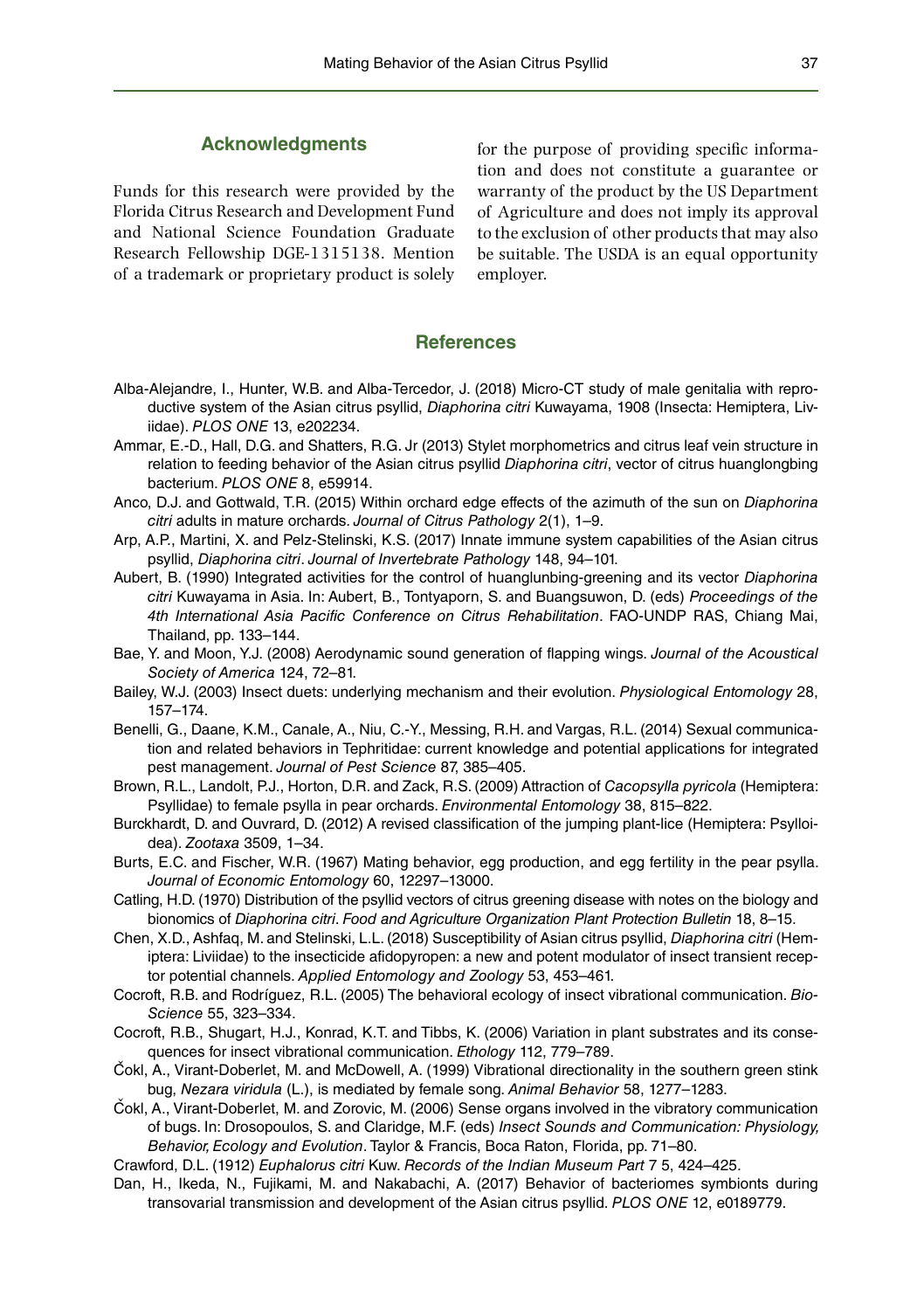## Acknowledgments

Funds for this research were provided by the Florida Citrus Research and Development Fund and National Science Foundation Graduate Research Fellowship DGE-1315138. Mention of a trademark or proprietary product is solely for the purpose of providing specific information and does not constitute a guarantee or warranty of the product by the US Department of Agriculture and does not imply its approval to the exclusion of other products that may also be suitable. The USDA is an equal opportunity employer.

## References

Alba-Alejandre, I., Hunter, W.B. and Alba-Tercedor, J. (2018) Micro-CT study of male genitalia with reproductive system of the Asian citrus psyllid, *Diaphorina citri* Kuwayama, 1908 (Insecta: Hemiptera, Liviidae). *PLOS ONE* 13, e202234.

Ammar, E.-D., Hall, D.G. and Shatters, R.G. Jr (2013) Stylet morphometrics and citrus leaf vein structure in relation to feeding behavior of the Asian citrus psyllid *Diaphorina citri*, vector of citrus huanglongbing bacterium. *PLOS ONE* 8, e59914.

Anco, D.J. and Gottwald, T.R. (2015) Within orchard edge effects of the azimuth of the sun on *Diaphorina citri* adults in mature orchards. *Journal of Citrus Pathology* 2(1), 1–9.

Arp, A.P., Martini, X. and Pelz-Stelinski, K.S. (2017) Innate immune system capabilities of the Asian citrus psyllid, *Diaphorina citri*. *Journal of Invertebrate Pathology* 148, 94–101.

Aubert, B. (1990) Integrated activities for the control of huanglunbing-greening and its vector *Diaphorina citri* Kuwayama in Asia. In: Aubert, B., Tontyaporn, S. and Buangsuwon, D. (eds) *Proceedings of the 4th International Asia Pacific Conference on Citrus Rehabilitation*. FAO-UNDP RAS, Chiang Mai, Thailand, pp. 133–144.

Bae, Y. and Moon, Y.J. (2008) Aerodynamic sound generation of flapping wings. *Journal of the Acoustical Society of America* 124, 72–81.

Bailey, W.J. (2003) Insect duets: underlying mechanism and their evolution. *Physiological Entomology* 28, 157–174.

Benelli, G., Daane, K.M., Canale, A., Niu, C.-Y., Messing, R.H. and Vargas, R.L. (2014) Sexual communication and related behaviors in Tephritidae: current knowledge and potential applications for integrated pest management. *Journal of Pest Science* 87, 385–405.

Brown, R.L., Landolt, P.J., Horton, D.R. and Zack, R.S. (2009) Attraction of *Cacopsylla pyricola* (Hemiptera: Psyllidae) to female psylla in pear orchards. *Environmental Entomology* 38, 815–822.

Burckhardt, D. and Ouvrard, D. (2012) A revised classification of the jumping plant-lice (Hemiptera: Psylloidea). *Zootaxa* 3509, 1–34.

Burts, E.C. and Fischer, W.R. (1967) Mating behavior, egg production, and egg fertility in the pear psylla. *Journal of Economic Entomology* 60, 12297–13000.

Catling, H.D. (1970) Distribution of the psyllid vectors of citrus greening disease with notes on the biology and bionomics of *Diaphorina citri*. *Food and Agriculture Organization Plant Protection Bulletin* 18, 8–15.

Chen, X.D., Ashfaq, M. and Stelinski, L.L. (2018) Susceptibility of Asian citrus psyllid, *Diaphorina citri* (Hemiptera: Liviidae) to the insecticide afidopyropen: a new and potent modulator of insect transient receptor potential channels. *Applied Entomology and Zoology* 53, 453–461.

Cocroft, R.B. and Rodríguez, R.L. (2005) The behavioral ecology of insect vibrational communication. *BioScience* 55, 323–334.

Cocroft, R.B., Shugart, H.J., Konrad, K.T. and Tibbs, K. (2006) Variation in plant substrates and its consequences for insect vibrational communication. *Ethology* 112, 779–789.

Čokl, A., Virant-Doberlet, M. and McDowell, A. (1999) Vibrational directionality in the southern green stink bug, *Nezara viridula* (L.), is mediated by female song. *Animal Behavior* 58, 1277–1283.

Čokl, A., Virant-Doberlet, M. and Zorovic, M. (2006) Sense organs involved in the vibratory communication of bugs. In: Drosopoulos, S. and Claridge, M.F. (eds) *Insect Sounds and Communication: Physiology, Behavior, Ecology and Evolution*. Taylor & Francis, Boca Raton, Florida, pp. 71–80.

Crawford, D.L. (1912) *Euphalorus citri* Kuw. *Records of the Indian Museum Part* 7 5, 424–425.

Dan, H., Ikeda, N., Fujikami, M. and Nakabachi, A. (2017) Behavior of bacteriomes symbionts during transovarial transmission and development of the Asian citrus psyllid. *PLOS ONE* 12, e0189779.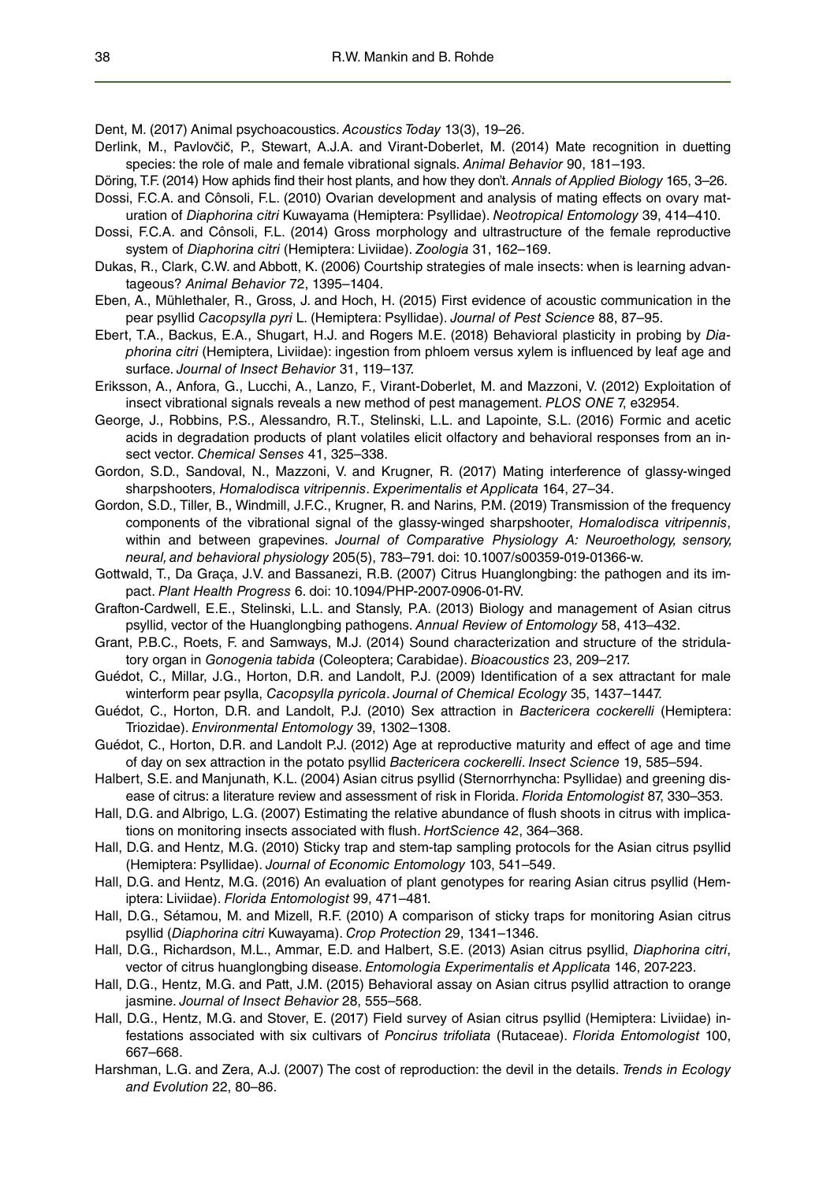Dent, M. (2017) Animal psychoacoustics. *Acoustics Today* 13(3), 19–26.

Derlink, M., Pavlovčič, P., Stewart, A.J.A. and Virant-Doberlet, M. (2014) Mate recognition in duetting species: the role of male and female vibrational signals. *Animal Behavior* 90, 181–193.

Döring, T.F. (2014) How aphids find their host plants, and how they don't. *Annals of Applied Biology* 165, 3–26.

Dossi, F.C.A. and Cônsoli, F.L. (2010) Ovarian development and analysis of mating effects on ovary maturation of *Diaphorina citri* Kuwayama (Hemiptera: Psyllidae). *Neotropical Entomology* 39, 414–410.

Dossi, F.C.A. and Cônsoli, F.L. (2014) Gross morphology and ultrastructure of the female reproductive system of *Diaphorina citri* (Hemiptera: Liviidae). *Zoologia* 31, 162–169.

Dukas, R., Clark, C.W. and Abbott, K. (2006) Courtship strategies of male insects: when is learning advantageous? *Animal Behavior* 72, 1395–1404.

Eben, A., Mühlethaler, R., Gross, J. and Hoch, H. (2015) First evidence of acoustic communication in the pear psyllid *Cacopsylla pyri* L. (Hemiptera: Psyllidae). *Journal of Pest Science* 88, 87–95.

Ebert, T.A., Backus, E.A., Shugart, H.J. and Rogers M.E. (2018) Behavioral plasticity in probing by *Diaphorina citri* (Hemiptera, Liviidae): ingestion from phloem versus xylem is influenced by leaf age and surface. *Journal of Insect Behavior* 31, 119–137.

Eriksson, A., Anfora, G., Lucchi, A., Lanzo, F., Virant-Doberlet, M. and Mazzoni, V. (2012) Exploitation of insect vibrational signals reveals a new method of pest management. *PLOS ONE* 7, e32954.

George, J., Robbins, P.S., Alessandro, R.T., Stelinski, L.L. and Lapointe, S.L. (2016) Formic and acetic acids in degradation products of plant volatiles elicit olfactory and behavioral responses from an insect vector. *Chemical Senses* 41, 325–338.

Gordon, S.D., Sandoval, N., Mazzoni, V. and Krugner, R. (2017) Mating interference of glassy-winged sharpshooters, *Homalodisca vitripennis*. *Experimentalis et Applicata* 164, 27–34.

Gordon, S.D., Tiller, B., Windmill, J.F.C., Krugner, R. and Narins, P.M. (2019) Transmission of the frequency components of the vibrational signal of the glassy-winged sharpshooter, *Homalodisca vitripennis*, within and between grapevines. *Journal of Comparative Physiology A: Neuroethology, sensory, neural, and behavioral physiology* 205(5), 783–791. doi: 10.1007/s00359-019-01366-w.

Gottwald, T., Da Graça, J.V. and Bassanezi, R.B. (2007) Citrus Huanglongbing: the pathogen and its impact. *Plant Health Progress* 6. doi: 10.1094/PHP-2007-0906-01-RV.

Grafton-Cardwell, E.E., Stelinski, L.L. and Stansly, P.A. (2013) Biology and management of Asian citrus psyllid, vector of the Huanglongbing pathogens. *Annual Review of Entomology* 58, 413–432.

Grant, P.B.C., Roets, F. and Samways, M.J. (2014) Sound characterization and structure of the stridulatory organ in *Gonogenia tabida* (Coleoptera; Carabidae). *Bioacoustics* 23, 209–217.

Guédot, C., Millar, J.G., Horton, D.R. and Landolt, P.J. (2009) Identification of a sex attractant for male winterform pear psylla, *Cacopsylla pyricola*. *Journal of Chemical Ecology* 35, 1437–1447.

Guédot, C., Horton, D.R. and Landolt, P.J. (2010) Sex attraction in *Bactericera cockerelli* (Hemiptera: Triozidae). *Environmental Entomology* 39, 1302–1308.

Guédot, C., Horton, D.R. and Landolt P.J. (2012) Age at reproductive maturity and effect of age and time of day on sex attraction in the potato psyllid *Bactericera cockerelli*. *Insect Science* 19, 585–594.

Halbert, S.E. and Manjunath, K.L. (2004) Asian citrus psyllid (Sternorrhyncha: Psyllidae) and greening disease of citrus: a literature review and assessment of risk in Florida. *Florida Entomologist* 87, 330–353.

Hall, D.G. and Albrigo, L.G. (2007) Estimating the relative abundance of flush shoots in citrus with implications on monitoring insects associated with flush. *HortScience* 42, 364–368.

Hall, D.G. and Hentz, M.G. (2010) Sticky trap and stem-tap sampling protocols for the Asian citrus psyllid (Hemiptera: Psyllidae). *Journal of Economic Entomology* 103, 541–549.

Hall, D.G. and Hentz, M.G. (2016) An evaluation of plant genotypes for rearing Asian citrus psyllid (Hemiptera: Liviidae). *Florida Entomologist* 99, 471–481.

Hall, D.G., Sétamou, M. and Mizell, R.F. (2010) A comparison of sticky traps for monitoring Asian citrus psyllid (*Diaphorina citri* Kuwayama). *Crop Protection* 29, 1341–1346.

Hall, D.G., Richardson, M.L., Ammar, E.D. and Halbert, S.E. (2013) Asian citrus psyllid, *Diaphorina citri*, vector of citrus huanglongbing disease. *Entomologia Experimentalis et Applicata* 146, 207-223.

Hall, D.G., Hentz, M.G. and Patt, J.M. (2015) Behavioral assay on Asian citrus psyllid attraction to orange jasmine. *Journal of Insect Behavior* 28, 555–568.

Hall, D.G., Hentz, M.G. and Stover, E. (2017) Field survey of Asian citrus psyllid (Hemiptera: Liviidae) infestations associated with six cultivars of *Poncirus trifoliata* (Rutaceae). *Florida Entomologist* 100, 667–668.

Harshman, L.G. and Zera, A.J. (2007) The cost of reproduction: the devil in the details. *Trends in Ecology and Evolution* 22, 80–86.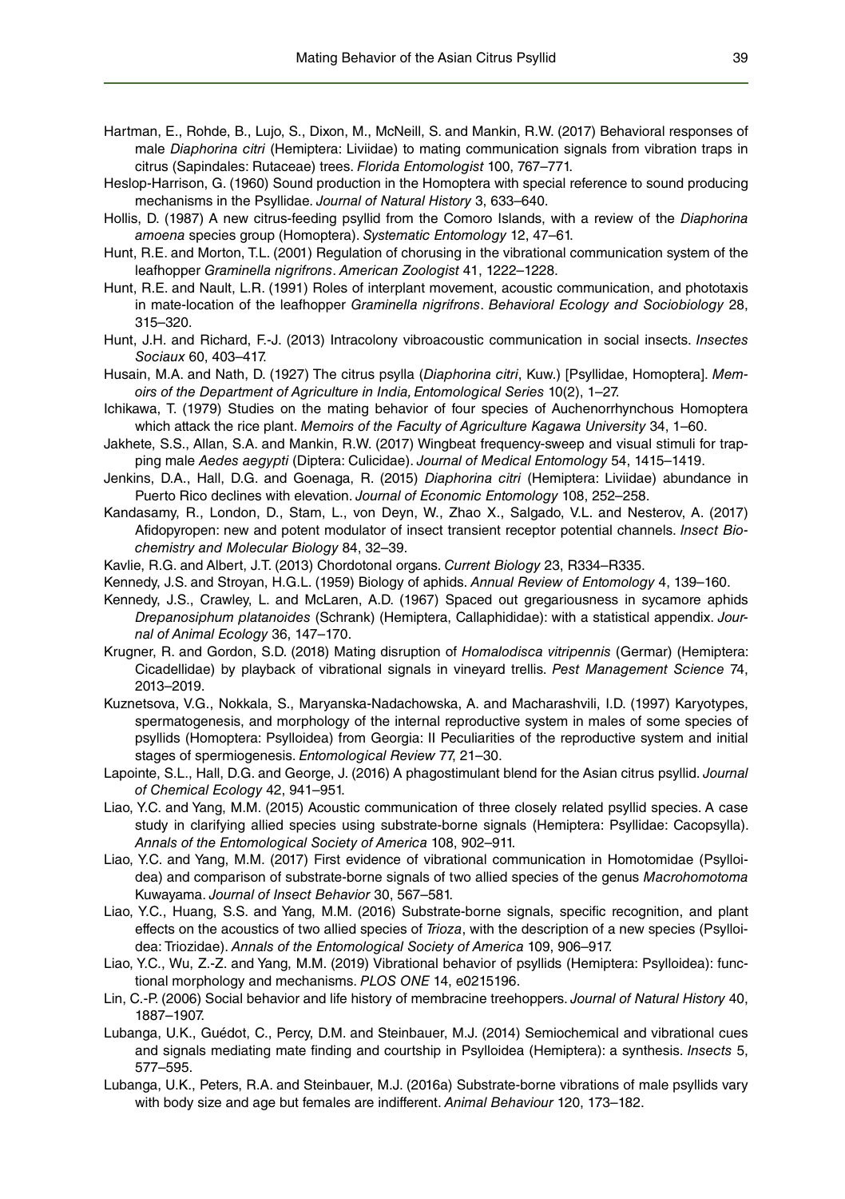Hartman, E., Rohde, B., Lujo, S., Dixon, M., McNeill, S. and Mankin, R.W. (2017) Behavioral responses of male *Diaphorina citri* (Hemiptera: Liviidae) to mating communication signals from vibration traps in citrus (Sapindales: Rutaceae) trees. *Florida Entomologist* 100, 767–771.

Heslop-Harrison, G. (1960) Sound production in the Homoptera with special reference to sound producing mechanisms in the Psyllidae. *Journal of Natural History* 3, 633–640.

Hollis, D. (1987) A new citrus-feeding psyllid from the Comoro Islands, with a review of the *Diaphorina amoena* species group (Homoptera). *Systematic Entomology* 12, 47–61.

Hunt, R.E. and Morton, T.L. (2001) Regulation of chorusing in the vibrational communication system of the leafhopper *Graminella nigrifrons*. *American Zoologist* 41, 1222–1228.

Hunt, R.E. and Nault, L.R. (1991) Roles of interplant movement, acoustic communication, and phototaxis in mate-location of the leafhopper *Graminella nigrifrons*. *Behavioral Ecology and Sociobiology* 28, 315–320.

Hunt, J.H. and Richard, F.-J. (2013) Intracolony vibroacoustic communication in social insects. *Insectes Sociaux* 60, 403–417.

Husain, M.A. and Nath, D. (1927) The citrus psylla (*Diaphorina citri*, Kuw.) [Psyllidae, Homoptera]. *Memoirs of the Department of Agriculture in India, Entomological Series* 10(2), 1–27.

Ichikawa, T. (1979) Studies on the mating behavior of four species of Auchenorrhynchous Homoptera which attack the rice plant. *Memoirs of the Faculty of Agriculture Kagawa University* 34, 1–60.

Jakhete, S.S., Allan, S.A. and Mankin, R.W. (2017) Wingbeat frequency-sweep and visual stimuli for trapping male *Aedes aegypti* (Diptera: Culicidae). *Journal of Medical Entomology* 54, 1415–1419.

Jenkins, D.A., Hall, D.G. and Goenaga, R. (2015) *Diaphorina citri* (Hemiptera: Liviidae) abundance in Puerto Rico declines with elevation. *Journal of Economic Entomology* 108, 252–258.

Kandasamy, R., London, D., Stam, L., von Deyn, W., Zhao X., Salgado, V.L. and Nesterov, A. (2017) Afidopyropen: new and potent modulator of insect transient receptor potential channels. *Insect Biochemistry and Molecular Biology* 84, 32–39.

Kavlie, R.G. and Albert, J.T. (2013) Chordotonal organs. *Current Biology* 23, R334–R335.

Kennedy, J.S. and Stroyan, H.G.L. (1959) Biology of aphids. *Annual Review of Entomology* 4, 139–160.

Kennedy, J.S., Crawley, L. and McLaren, A.D. (1967) Spaced out gregariousness in sycamore aphids *Drepanosiphum platanoides* (Schrank) (Hemiptera, Callaphididae): with a statistical appendix. *Journal of Animal Ecology* 36, 147–170.

Krugner, R. and Gordon, S.D. (2018) Mating disruption of *Homalodisca vitripennis* (Germar) (Hemiptera: Cicadellidae) by playback of vibrational signals in vineyard trellis. *Pest Management Science* 74, 2013–2019.

Kuznetsova, V.G., Nokkala, S., Maryanska-Nadachowska, A. and Macharashvili, I.D. (1997) Karyotypes, spermatogenesis, and morphology of the internal reproductive system in males of some species of psyllids (Homoptera: Psylloidea) from Georgia: II Peculiarities of the reproductive system and initial stages of spermiogenesis. *Entomological Review* 77, 21–30.

Lapointe, S.L., Hall, D.G. and George, J. (2016) A phagostimulant blend for the Asian citrus psyllid. *Journal of Chemical Ecology* 42, 941–951.

Liao, Y.C. and Yang, M.M. (2015) Acoustic communication of three closely related psyllid species. A case study in clarifying allied species using substrate-borne signals (Hemiptera: Psyllidae: Cacopsylla). *Annals of the Entomological Society of America* 108, 902–911.

Liao, Y.C. and Yang, M.M. (2017) First evidence of vibrational communication in Homotomidae (Psylloidea) and comparison of substrate-borne signals of two allied species of the genus *Macrohomotoma* Kuwayama. *Journal of Insect Behavior* 30, 567–581.

Liao, Y.C., Huang, S.S. and Yang, M.M. (2016) Substrate-borne signals, specific recognition, and plant effects on the acoustics of two allied species of *Trioza*, with the description of a new species (Psylloidea: Triozidae). *Annals of the Entomological Society of America* 109, 906–917.

Liao, Y.C., Wu, Z.-Z. and Yang, M.M. (2019) Vibrational behavior of psyllids (Hemiptera: Psylloidea): functional morphology and mechanisms. *PLOS ONE* 14, e0215196.

Lin, C.-P. (2006) Social behavior and life history of membracine treehoppers. *Journal of Natural History* 40, 1887–1907.

Lubanga, U.K., Guédot, C., Percy, D.M. and Steinbauer, M.J. (2014) Semiochemical and vibrational cues and signals mediating mate finding and courtship in Psylloidea (Hemiptera): a synthesis. *Insects* 5, 577–595.

Lubanga, U.K., Peters, R.A. and Steinbauer, M.J. (2016a) Substrate-borne vibrations of male psyllids vary with body size and age but females are indifferent. *Animal Behaviour* 120, 173–182.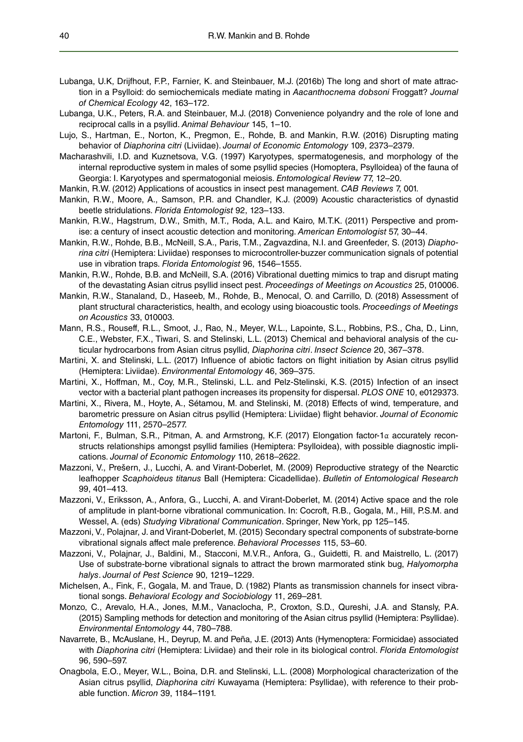Lubanga, U.K, Drijfhout, F.P., Farnier, K. and Steinbauer, M.J. (2016b) The long and short of mate attraction in a Psylloid: do semiochemicals mediate mating in *Aacanthocnema dobsoni* Froggatt? *Journal of Chemical Ecology* 42, 163–172.

Lubanga, U.K., Peters, R.A. and Steinbauer, M.J. (2018) Convenience polyandry and the role of lone and reciprocal calls in a psyllid. *Animal Behaviour* 145, 1–10.

Lujo, S., Hartman, E., Norton, K., Pregmon, E., Rohde, B. and Mankin, R.W. (2016) Disrupting mating behavior of *Diaphorina citri* (Liviidae). *Journal of Economic Entomology* 109, 2373–2379.

Macharashvili, I.D. and Kuznetsova, V.G. (1997) Karyotypes, spermatogenesis, and morphology of the internal reproductive system in males of some psyllid species (Homoptera, Psylloidea) of the fauna of Georgia: I. Karyotypes and spermatogonial meiosis. *Entomological Review* 77, 12–20.

Mankin, R.W. (2012) Applications of acoustics in insect pest management. *CAB Reviews* 7, 001.

Mankin, R.W., Moore, A., Samson, P.R. and Chandler, K.J. (2009) Acoustic characteristics of dynastid beetle stridulations. *Florida Entomologist* 92, 123–133.

Mankin, R.W., Hagstrum, D.W., Smith, M.T., Roda, A.L. and Kairo, M.T.K. (2011) Perspective and promise: a century of insect acoustic detection and monitoring. *American Entomologist* 57, 30–44.

Mankin, R.W., Rohde, B.B., McNeill, S.A., Paris, T.M., Zagvazdina, N.I. and Greenfeder, S. (2013) *Diaphorina citri* (Hemiptera: Liviidae) responses to microcontroller-buzzer communication signals of potential use in vibration traps. *Florida Entomologist* 96, 1546–1555.

Mankin, R.W., Rohde, B.B. and McNeill, S.A. (2016) Vibrational duetting mimics to trap and disrupt mating of the devastating Asian citrus psyllid insect pest. *Proceedings of Meetings on Acoustics* 25, 010006.

Mankin, R.W., Stanaland, D., Haseeb, M., Rohde, B., Menocal, O. and Carrillo, D. (2018) Assessment of plant structural characteristics, health, and ecology using bioacoustic tools. *Proceedings of Meetings on Acoustics* 33, 010003.

Mann, R.S., Rouseff, R.L., Smoot, J., Rao, N., Meyer, W.L., Lapointe, S.L., Robbins, P.S., Cha, D., Linn, C.E., Webster, F.X., Tiwari, S. and Stelinski, L.L. (2013) Chemical and behavioral analysis of the cuticular hydrocarbons from Asian citrus psyllid, *Diaphorina citri*. *Insect Science* 20, 367–378.

Martini, X. and Stelinski, L.L. (2017) Influence of abiotic factors on flight initiation by Asian citrus psyllid (Hemiptera: Liviidae). *Environmental Entomology* 46, 369–375.

Martini, X., Hoffman, M., Coy, M.R., Stelinski, L.L. and Pelz-Stelinski, K.S. (2015) Infection of an insect vector with a bacterial plant pathogen increases its propensity for dispersal. *PLOS ONE* 10, e0129373.

Martini, X., Rivera, M., Hoyte, A., Sétamou, M. and Stelinski, M. (2018) Effects of wind, temperature, and barometric pressure on Asian citrus psyllid (Hemiptera: Liviidae) flight behavior. *Journal of Economic Entomology* 111, 2570–2577.

Martoni, F., Bulman, S.R., Pitman, A. and Armstrong, K.F. (2017) Elongation factor-1α accurately reconstructs relationships amongst psyllid families (Hemiptera: Psylloidea), with possible diagnostic implications. *Journal of Economic Entomology* 110, 2618–2622.

Mazzoni, V., Prešern, J., Lucchi, A. and Virant-Doberlet, M. (2009) Reproductive strategy of the Nearctic leafhopper *Scaphoideus titanus* Ball (Hemiptera: Cicadellidae). *Bulletin of Entomological Research* 99, 401–413.

Mazzoni, V., Eriksson, A., Anfora, G., Lucchi, A. and Virant-Doberlet, M. (2014) Active space and the role of amplitude in plant-borne vibrational communication. In: Cocroft, R.B., Gogala, M., Hill, P.S.M. and Wessel, A. (eds) *Studying Vibrational Communication*. Springer, New York, pp 125–145.

Mazzoni, V., Polajnar, J. and Virant-Doberlet, M. (2015) Secondary spectral components of substrate-borne vibrational signals affect male preference. *Behavioral Processes* 115, 53–60.

Mazzoni, V., Polajnar, J., Baldini, M., Stacconi, M.V.R., Anfora, G., Guidetti, R. and Maistrello, L. (2017) Use of substrate-borne vibrational signals to attract the brown marmorated stink bug, *Halyomorpha halys*. *Journal of Pest Science* 90, 1219–1229.

Michelsen, A., Fink, F., Gogala, M. and Traue, D. (1982) Plants as transmission channels for insect vibrational songs. *Behavioral Ecology and Sociobiology* 11, 269–281.

Monzo, C., Arevalo, H.A., Jones, M.M., Vanaclocha, P., Croxton, S.D., Qureshi, J.A. and Stansly, P.A. (2015) Sampling methods for detection and monitoring of the Asian citrus psyllid (Hemiptera: Psyllidae). *Environmental Entomology* 44, 780–788.

Navarrete, B., McAuslane, H., Deyrup, M. and Peña, J.E. (2013) Ants (Hymenoptera: Formicidae) associated with *Diaphorina citri* (Hemiptera: Liviidae) and their role in its biological control. *Florida Entomologist* 96, 590–597.

Onagbola, E.O., Meyer, W.L., Boina, D.R. and Stelinski, L.L. (2008) Morphological characterization of the Asian citrus psyllid, *Diaphorina citri* Kuwayama (Hemiptera: Psyllidae), with reference to their probable function. *Micron* 39, 1184–1191.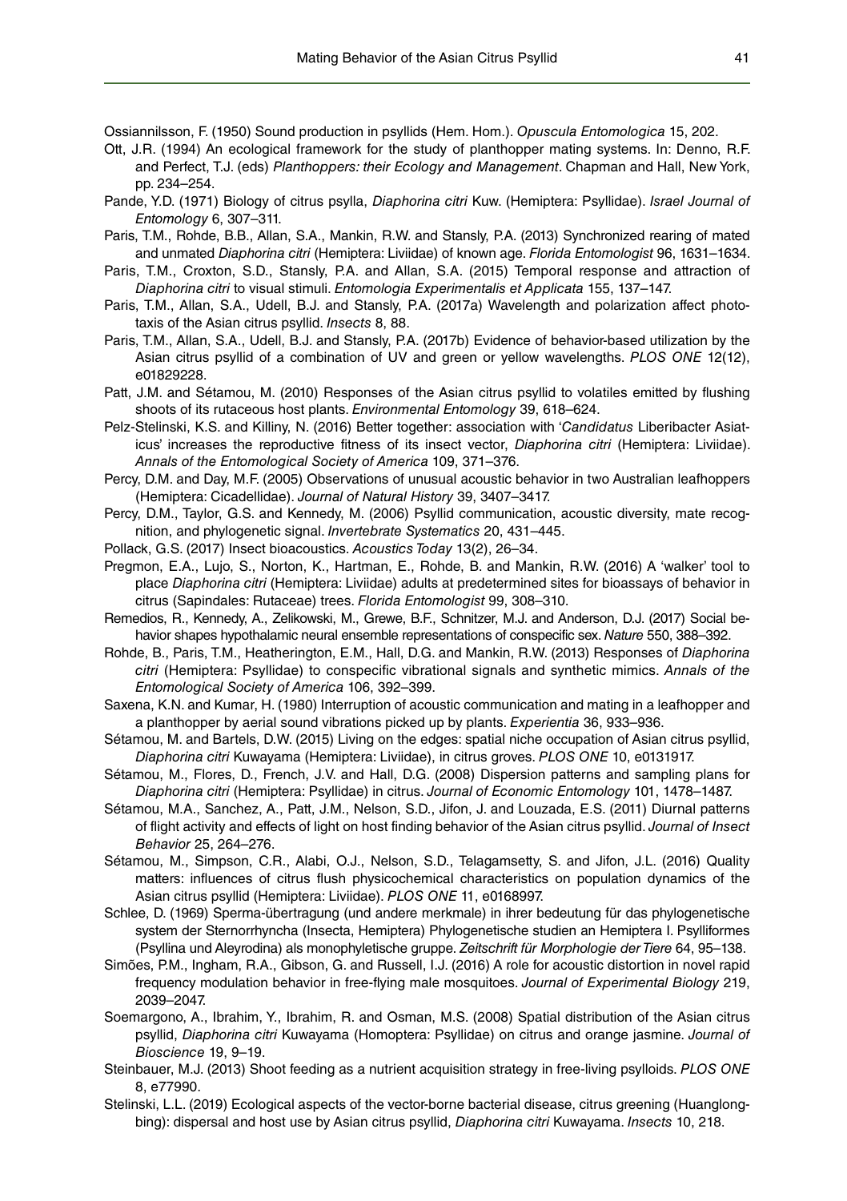Ossiannilsson, F. (1950) Sound production in psyllids (Hem. Hom.). *Opuscula Entomologica* 15, 202.

Ott, J.R. (1994) An ecological framework for the study of planthopper mating systems. In: Denno, R.F. and Perfect, T.J. (eds) *Planthoppers: their Ecology and Management*. Chapman and Hall, New York, pp. 234–254.

Pande, Y.D. (1971) Biology of citrus psylla, *Diaphorina citri* Kuw. (Hemiptera: Psyllidae). *Israel Journal of Entomology* 6, 307–311.

Paris, T.M., Rohde, B.B., Allan, S.A., Mankin, R.W. and Stansly, P.A. (2013) Synchronized rearing of mated and unmated *Diaphorina citri* (Hemiptera: Liviidae) of known age. *Florida Entomologist* 96, 1631–1634.

Paris, T.M., Croxton, S.D., Stansly, P.A. and Allan, S.A. (2015) Temporal response and attraction of *Diaphorina citri* to visual stimuli. *Entomologia Experimentalis et Applicata* 155, 137–147.

Paris, T.M., Allan, S.A., Udell, B.J. and Stansly, P.A. (2017a) Wavelength and polarization affect phototaxis of the Asian citrus psyllid. *Insects* 8, 88.

Paris, T.M., Allan, S.A., Udell, B.J. and Stansly, P.A. (2017b) Evidence of behavior-based utilization by the Asian citrus psyllid of a combination of UV and green or yellow wavelengths. *PLOS ONE* 12(12), e01829228.

Patt, J.M. and Sétamou, M. (2010) Responses of the Asian citrus psyllid to volatiles emitted by flushing shoots of its rutaceous host plants. *Environmental Entomology* 39, 618–624.

Pelz-Stelinski, K.S. and Killiny, N. (2016) Better together: association with '*Candidatus* Liberibacter Asiaticus' increases the reproductive fitness of its insect vector, *Diaphorina citri* (Hemiptera: Liviidae). *Annals of the Entomological Society of America* 109, 371–376.

Percy, D.M. and Day, M.F. (2005) Observations of unusual acoustic behavior in two Australian leafhoppers (Hemiptera: Cicadellidae). *Journal of Natural History* 39, 3407–3417.

Percy, D.M., Taylor, G.S. and Kennedy, M. (2006) Psyllid communication, acoustic diversity, mate recognition, and phylogenetic signal. *Invertebrate Systematics* 20, 431–445.

Pollack, G.S. (2017) Insect bioacoustics. *Acoustics Today* 13(2), 26–34.

Pregmon, E.A., Lujo, S., Norton, K., Hartman, E., Rohde, B. and Mankin, R.W. (2016) A 'walker' tool to place *Diaphorina citri* (Hemiptera: Liviidae) adults at predetermined sites for bioassays of behavior in citrus (Sapindales: Rutaceae) trees. *Florida Entomologist* 99, 308–310.

Remedios, R., Kennedy, A., Zelikowski, M., Grewe, B.F., Schnitzer, M.J. and Anderson, D.J. (2017) Social behavior shapes hypothalamic neural ensemble representations of conspecific sex. *Nature* 550, 388–392.

Rohde, B., Paris, T.M., Heatherington, E.M., Hall, D.G. and Mankin, R.W. (2013) Responses of *Diaphorina citri* (Hemiptera: Psyllidae) to conspecific vibrational signals and synthetic mimics. *Annals of the Entomological Society of America* 106, 392–399.

Saxena, K.N. and Kumar, H. (1980) Interruption of acoustic communication and mating in a leafhopper and a planthopper by aerial sound vibrations picked up by plants. *Experientia* 36, 933–936.

Sétamou, M. and Bartels, D.W. (2015) Living on the edges: spatial niche occupation of Asian citrus psyllid, *Diaphorina citri* Kuwayama (Hemiptera: Liviidae), in citrus groves. *PLOS ONE* 10, e0131917.

Sétamou, M., Flores, D., French, J.V. and Hall, D.G. (2008) Dispersion patterns and sampling plans for *Diaphorina citri* (Hemiptera: Psyllidae) in citrus. *Journal of Economic Entomology* 101, 1478–1487.

Sétamou, M.A., Sanchez, A., Patt, J.M., Nelson, S.D., Jifon, J. and Louzada, E.S. (2011) Diurnal patterns of flight activity and effects of light on host finding behavior of the Asian citrus psyllid. *Journal of Insect Behavior* 25, 264–276.

Sétamou, M., Simpson, C.R., Alabi, O.J., Nelson, S.D., Telagamsetty, S. and Jifon, J.L. (2016) Quality matters: influences of citrus flush physicochemical characteristics on population dynamics of the Asian citrus psyllid (Hemiptera: Liviidae). *PLOS ONE* 11, e0168997.

Schlee, D. (1969) Sperma-übertragung (und andere merkmale) in ihrer bedeutung für das phylogenetische system der Sternorrhyncha (Insecta, Hemiptera) Phylogenetische studien an Hemiptera I. Psylliformes (Psyllina und Aleyrodina) als monophyletische gruppe. *Zeitschrift für Morphologie der Tiere* 64, 95–138.

Simões, P.M., Ingham, R.A., Gibson, G. and Russell, I.J. (2016) A role for acoustic distortion in novel rapid frequency modulation behavior in free-flying male mosquitoes. *Journal of Experimental Biology* 219, 2039–2047.

Soemargono, A., Ibrahim, Y., Ibrahim, R. and Osman, M.S. (2008) Spatial distribution of the Asian citrus psyllid, *Diaphorina citri* Kuwayama (Homoptera: Psyllidae) on citrus and orange jasmine. *Journal of Bioscience* 19, 9–19.

Steinbauer, M.J. (2013) Shoot feeding as a nutrient acquisition strategy in free-living psylloids. *PLOS ONE* 8, e77990.

Stelinski, L.L. (2019) Ecological aspects of the vector-borne bacterial disease, citrus greening (Huanglongbing): dispersal and host use by Asian citrus psyllid, *Diaphorina citri* Kuwayama. *Insects* 10, 218.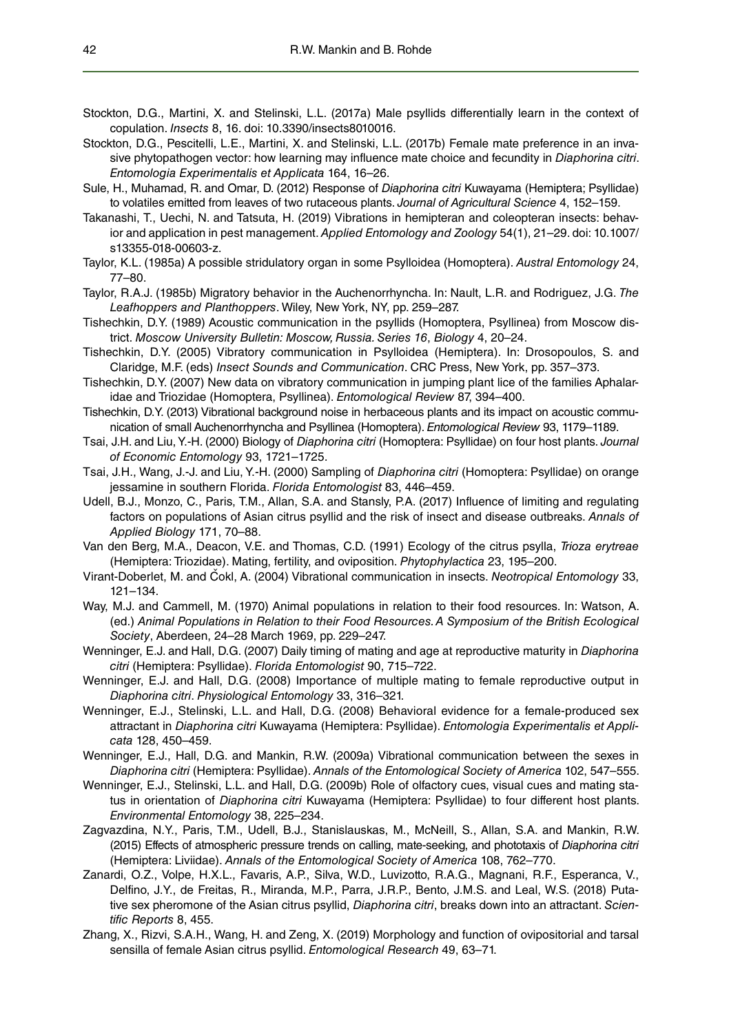Stockton, D.G., Martini, X. and Stelinski, L.L. (2017a) Male psyllids differentially learn in the context of copulation. *Insects* 8, 16. doi: 10.3390/insects8010016.

Stockton, D.G., Pescitelli, L.E., Martini, X. and Stelinski, L.L. (2017b) Female mate preference in an invasive phytopathogen vector: how learning may influence mate choice and fecundity in *Diaphorina citri*. *Entomologia Experimentalis et Applicata* 164, 16–26.

Sule, H., Muhamad, R. and Omar, D. (2012) Response of *Diaphorina citri* Kuwayama (Hemiptera; Psyllidae) to volatiles emitted from leaves of two rutaceous plants. *Journal of Agricultural Science* 4, 152–159.

Takanashi, T., Uechi, N. and Tatsuta, H. (2019) Vibrations in hemipteran and coleopteran insects: behavior and application in pest management. *Applied Entomology and Zoology* 54(1), 21–29. doi: 10.1007/s13355-018-00603-z.

Taylor, K.L. (1985a) A possible stridulatory organ in some Psylloidea (Homoptera). *Austral Entomology* 24, 77–80.

Taylor, R.A.J. (1985b) Migratory behavior in the Auchenorrhyncha. In: Nault, L.R. and Rodriguez, J.G. *The Leafhoppers and Planthoppers*. Wiley, New York, NY, pp. 259–287.

Tishechkin, D.Y. (1989) Acoustic communication in the psyllids (Homoptera, Psyllinea) from Moscow district. *Moscow University Bulletin: Moscow, Russia. Series 16*, *Biology* 4, 20–24.

Tishechkin, D.Y. (2005) Vibratory communication in Psylloidea (Hemiptera). In: Drosopoulos, S. and Claridge, M.F. (eds) *Insect Sounds and Communication*. CRC Press, New York, pp. 357–373.

Tishechkin, D.Y. (2007) New data on vibratory communication in jumping plant lice of the families Aphalaridae and Triozidae (Homoptera, Psyllinea). *Entomological Review* 87, 394–400.

Tishechkin, D.Y. (2013) Vibrational background noise in herbaceous plants and its impact on acoustic communication of small Auchenorrhyncha and Psyllinea (Homoptera). *Entomological Review* 93, 1179–1189.

Tsai, J.H. and Liu, Y.-H. (2000) Biology of *Diaphorina citri* (Homoptera: Psyllidae) on four host plants. *Journal of Economic Entomology* 93, 1721–1725.

Tsai, J.H., Wang, J.-J. and Liu, Y.-H. (2000) Sampling of *Diaphorina citri* (Homoptera: Psyllidae) on orange jessamine in southern Florida. *Florida Entomologist* 83, 446–459.

Udell, B.J., Monzo, C., Paris, T.M., Allan, S.A. and Stansly, P.A. (2017) Influence of limiting and regulating factors on populations of Asian citrus psyllid and the risk of insect and disease outbreaks. *Annals of Applied Biology* 171, 70–88.

Van den Berg, M.A., Deacon, V.E. and Thomas, C.D. (1991) Ecology of the citrus psylla, *Trioza erytreae* (Hemiptera: Triozidae). Mating, fertility, and oviposition. *Phytophylactica* 23, 195–200.

Virant-Doberlet, M. and Čokl, A. (2004) Vibrational communication in insects. *Neotropical Entomology* 33, 121–134.

Way, M.J. and Cammell, M. (1970) Animal populations in relation to their food resources. In: Watson, A. (ed.) *Animal Populations in Relation to their Food Resources. A Symposium of the British Ecological Society*, Aberdeen, 24–28 March 1969, pp. 229–247.

Wenninger, E.J. and Hall, D.G. (2007) Daily timing of mating and age at reproductive maturity in *Diaphorina citri* (Hemiptera: Psyllidae). *Florida Entomologist* 90, 715–722.

Wenninger, E.J. and Hall, D.G. (2008) Importance of multiple mating to female reproductive output in *Diaphorina citri*. *Physiological Entomology* 33, 316–321.

Wenninger, E.J., Stelinski, L.L. and Hall, D.G. (2008) Behavioral evidence for a female-produced sex attractant in *Diaphorina citri* Kuwayama (Hemiptera: Psyllidae). *Entomologia Experimentalis et Applicata* 128, 450–459.

Wenninger, E.J., Hall, D.G. and Mankin, R.W. (2009a) Vibrational communication between the sexes in *Diaphorina citri* (Hemiptera: Psyllidae). *Annals of the Entomological Society of America* 102, 547–555.

Wenninger, E.J., Stelinski, L.L. and Hall, D.G. (2009b) Role of olfactory cues, visual cues and mating status in orientation of *Diaphorina citri* Kuwayama (Hemiptera: Psyllidae) to four different host plants. *Environmental Entomology* 38, 225–234.

Zagvazdina, N.Y., Paris, T.M., Udell, B.J., Stanislauskas, M., McNeill, S., Allan, S.A. and Mankin, R.W. (2015) Effects of atmospheric pressure trends on calling, mate-seeking, and phototaxis of *Diaphorina citri* (Hemiptera: Liviidae). *Annals of the Entomological Society of America* 108, 762–770.

Zanardi, O.Z., Volpe, H.X.L., Favaris, A.P., Silva, W.D., Luvizotto, R.A.G., Magnani, R.F., Esperanca, V., Delfino, J.Y., de Freitas, R., Miranda, M.P., Parra, J.R.P., Bento, J.M.S. and Leal, W.S. (2018) Putative sex pheromone of the Asian citrus psyllid, *Diaphorina citri*, breaks down into an attractant. *Scientific Reports* 8, 455.

Zhang, X., Rizvi, S.A.H., Wang, H. and Zeng, X. (2019) Morphology and function of ovipositorial and tarsal sensilla of female Asian citrus psyllid. *Entomological Research* 49, 63–71.